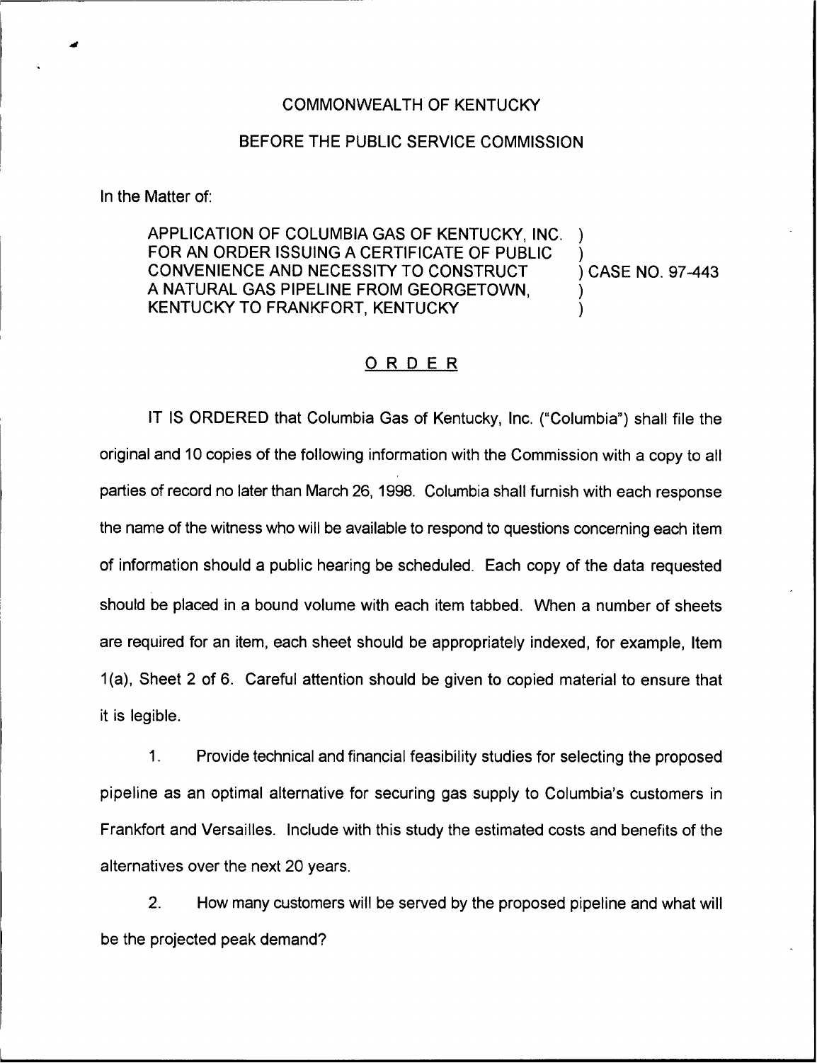COMMONWEALTH OF KENTUCKY

BEFORE THE PUBLIC SERVICE COMMISSION

In the Matter of:

| | |
|---|---|
| APPLICATION OF COLUMBIA GAS OF KENTUCKY, INC. FOR AN ORDER ISSUING A CERTIFICATE OF PUBLIC CONVENIENCE AND NECESSITY TO CONSTRUCT A NATURAL GAS PIPELINE FROM GEORGETOWN, KENTUCKY TO FRANKFORT, KENTUCKY | ) CASE NO. 97-443 |

## ORDER

IT IS ORDERED that Columbia Gas of Kentucky, Inc. ("Columbia") shall file the original and 10 copies of the following information with the Commission with a copy to all parties of record no later than March 26, 1998. Columbia shall furnish with each response the name of the witness who will be available to respond to questions concerning each item of information should a public hearing be scheduled. Each copy of the data requested should be placed in a bound volume with each item tabbed. When a number of sheets are required for an item, each sheet should be appropriately indexed, for example, Item 1(a), Sheet 2 of 6. Careful attention should be given to copied material to ensure that it is legible.

1. Provide technical and financial feasibility studies for selecting the proposed pipeline as an optimal alternative for securing gas supply to Columbia's customers in Frankfort and Versailles. Include with this study the estimated costs and benefits of the alternatives over the next 20 years.

2. How many customers will be served by the proposed pipeline and what will be the projected peak demand?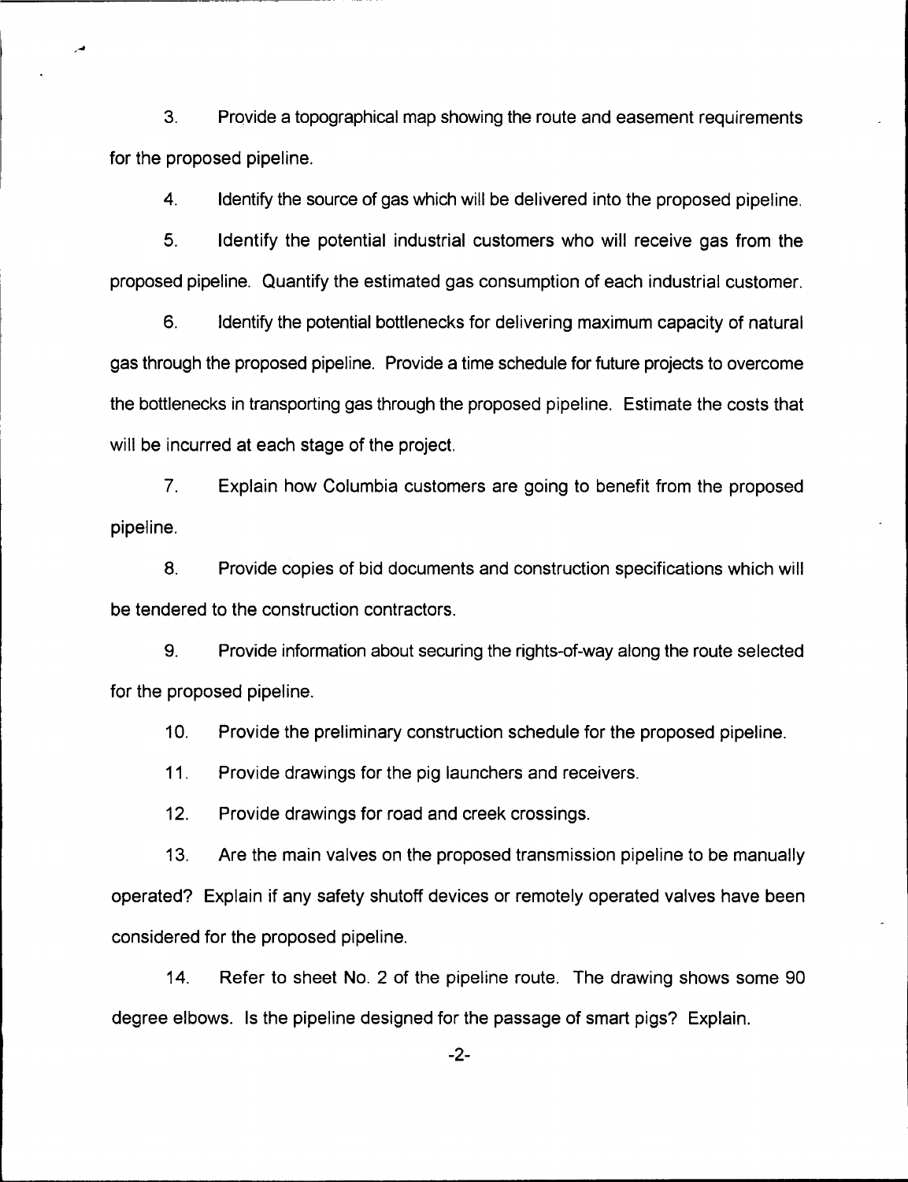3. Provide a topographical map showing the route and easement requirements for the proposed pipeline.

4. Identify the source of gas which will be delivered into the proposed pipeline.

5. Identify the potential industrial customers who will receive gas from the proposed pipeline. Quantify the estimated gas consumption of each industrial customer.

6. Identify the potential bottlenecks for delivering maximum capacity of natural gas through the proposed pipeline. Provide a time schedule for future projects to overcome the bottlenecks in transporting gas through the proposed pipeline. Estimate the costs that will be incurred at each stage of the project.

7. Explain how Columbia customers are going to benefit from the proposed pipeline.

8. Provide copies of bid documents and construction specifications which will be tendered to the construction contractors.

9. Provide information about securing the rights-of-way along the route selected for the proposed pipeline.

10. Provide the preliminary construction schedule for the proposed pipeline.

11. Provide drawings for the pig launchers and receivers.

12. Provide drawings for road and creek crossings.

13. Are the main valves on the proposed transmission pipeline to be manually operated? Explain if any safety shutoff devices or remotely operated valves have been considered for the proposed pipeline.

14. Refer to sheet No. 2 of the pipeline route. The drawing shows some 90 degree elbows. Is the pipeline designed for the passage of smart pigs? Explain.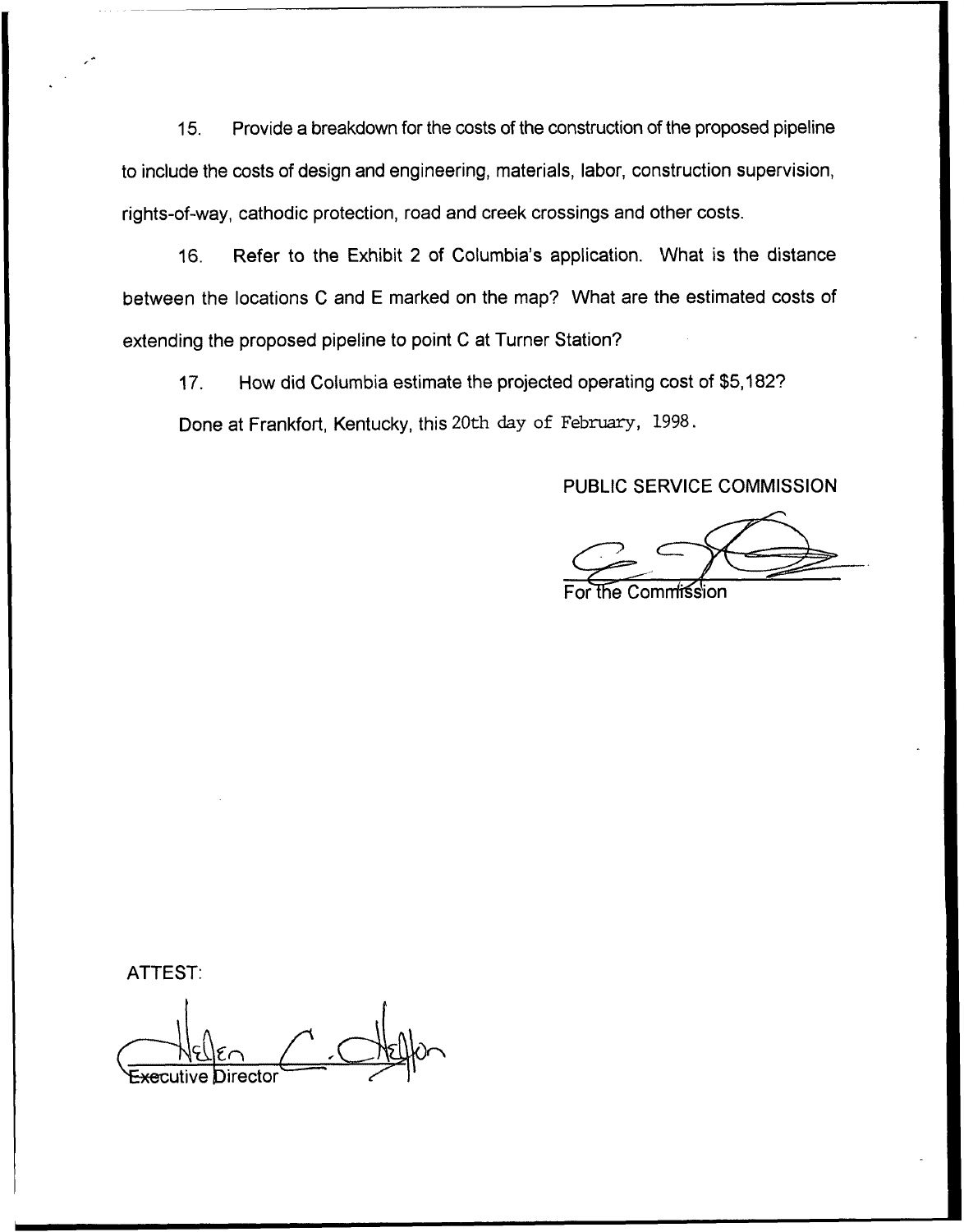15. Provide a breakdown for the costs of the construction of the proposed pipeline to include the costs of design and engineering, materials, labor, construction supervision, rights-of-way, cathodic protection, road and creek crossings and other costs.

16. Refer to the Exhibit 2 of Columbia's application. What is the distance between the locations C and E marked on the map? What are the estimated costs of extending the proposed pipeline to point C at Turner Station?

17. How did Columbia estimate the projected operating cost of $5,182?

Done at Frankfort, Kentucky, this 20th day of February, 1998.

PUBLIC SERVICE COMMISSION

For the Commission

ATTEST:

Executive Director